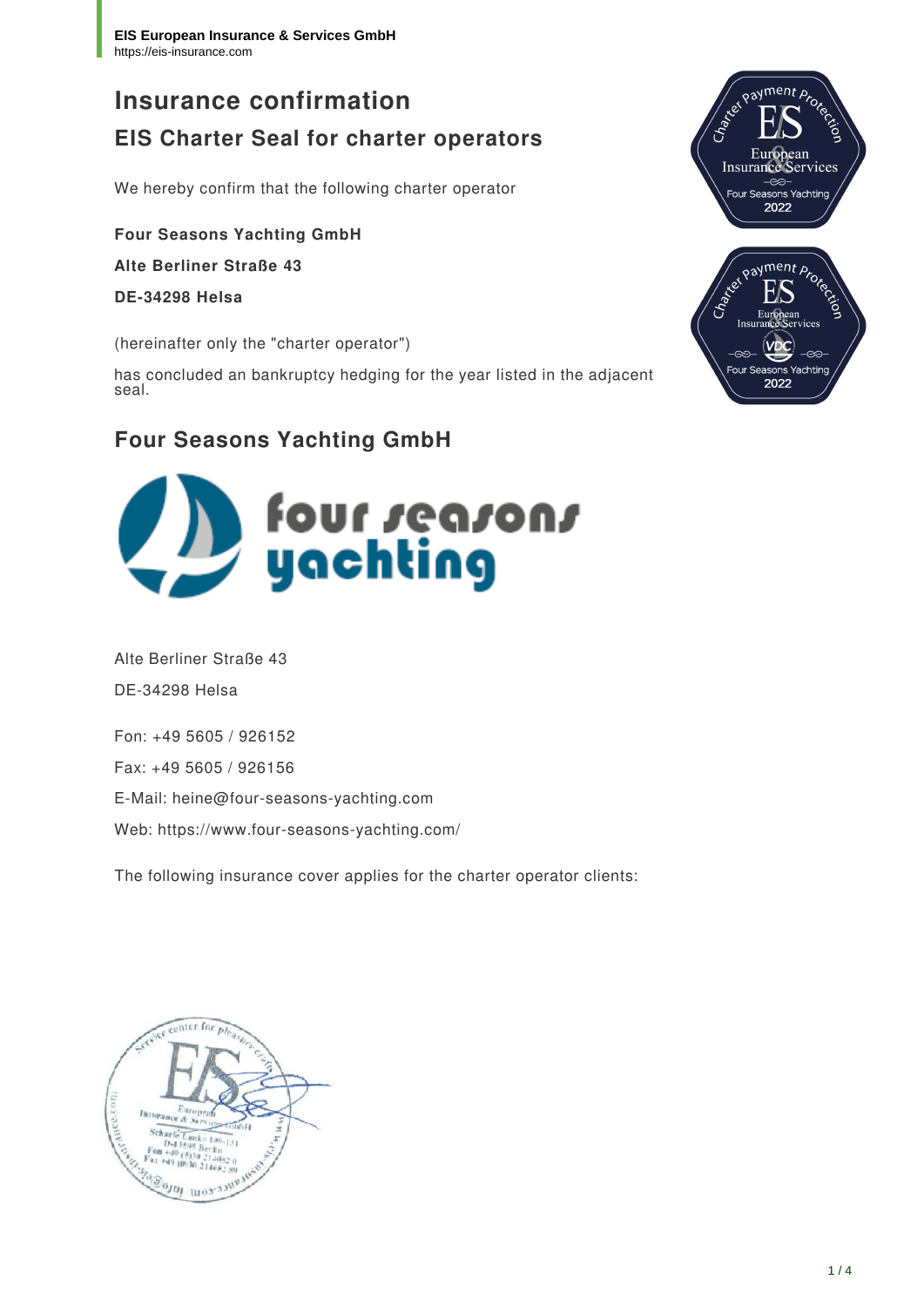**EIS European Insurance & Services GmbH**
https://eis-insurance.com

# Insurance confirmation

## EIS Charter Seal for charter operators

We hereby confirm that the following charter operator

**Four Seasons Yachting GmbH**

**Alte Berliner Straße 43**

**DE-34298 Helsa**

(hereinafter only the "charter operator")

has concluded an bankruptcy hedging for the year listed in the adjacent seal.

## Four Seasons Yachting GmbH

Alte Berliner Straße 43

DE-34298 Helsa

Fon: +49 5605 / 926152

Fax: +49 5605 / 926156

E-Mail: heine@four-seasons-yachting.com

Web: https://www.four-seasons-yachting.com/

The following insurance cover applies for the charter operator clients: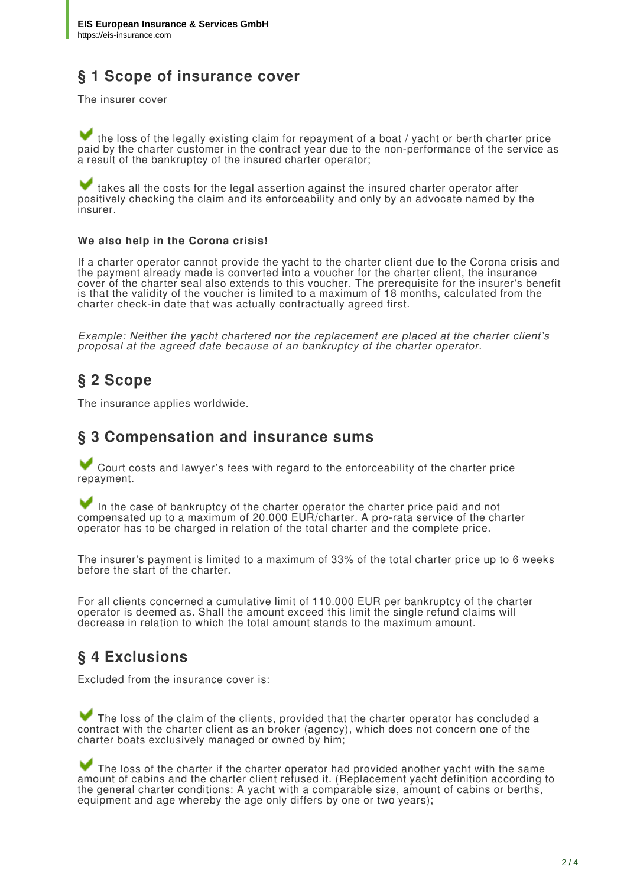## § 1 Scope of insurance cover

The insurer cover

- the loss of the legally existing claim for repayment of a boat / yacht or berth charter price paid by the charter customer in the contract year due to the non-performance of the service as a result of the bankruptcy of the insured charter operator;

- takes all the costs for the legal assertion against the insured charter operator after positively checking the claim and its enforceability and only by an advocate named by the insurer.

**We also help in the Corona crisis!**

If a charter operator cannot provide the yacht to the charter client due to the Corona crisis and the payment already made is converted into a voucher for the charter client, the insurance cover of the charter seal also extends to this voucher. The prerequisite for the insurer's benefit is that the validity of the voucher is limited to a maximum of 18 months, calculated from the charter check-in date that was actually contractually agreed first.

*Example: Neither the yacht chartered nor the replacement are placed at the charter client's proposal at the agreed date because of an bankruptcy of the charter operator.*

## § 2 Scope

The insurance applies worldwide.

## § 3 Compensation and insurance sums

- Court costs and lawyer's fees with regard to the enforceability of the charter price repayment.

- In the case of bankruptcy of the charter operator the charter price paid and not compensated up to a maximum of 20.000 EUR/charter. A pro-rata service of the charter operator has to be charged in relation of the total charter and the complete price.

The insurer's payment is limited to a maximum of 33% of the total charter price up to 6 weeks before the start of the charter.

For all clients concerned a cumulative limit of 110.000 EUR per bankruptcy of the charter operator is deemed as. Shall the amount exceed this limit the single refund claims will decrease in relation to which the total amount stands to the maximum amount.

## § 4 Exclusions

Excluded from the insurance cover is:

- The loss of the claim of the clients, provided that the charter operator has concluded a contract with the charter client as an broker (agency), which does not concern one of the charter boats exclusively managed or owned by him;

- The loss of the charter if the charter operator had provided another yacht with the same amount of cabins and the charter client refused it. (Replacement yacht definition according to the general charter conditions: A yacht with a comparable size, amount of cabins or berths, equipment and age whereby the age only differs by one or two years);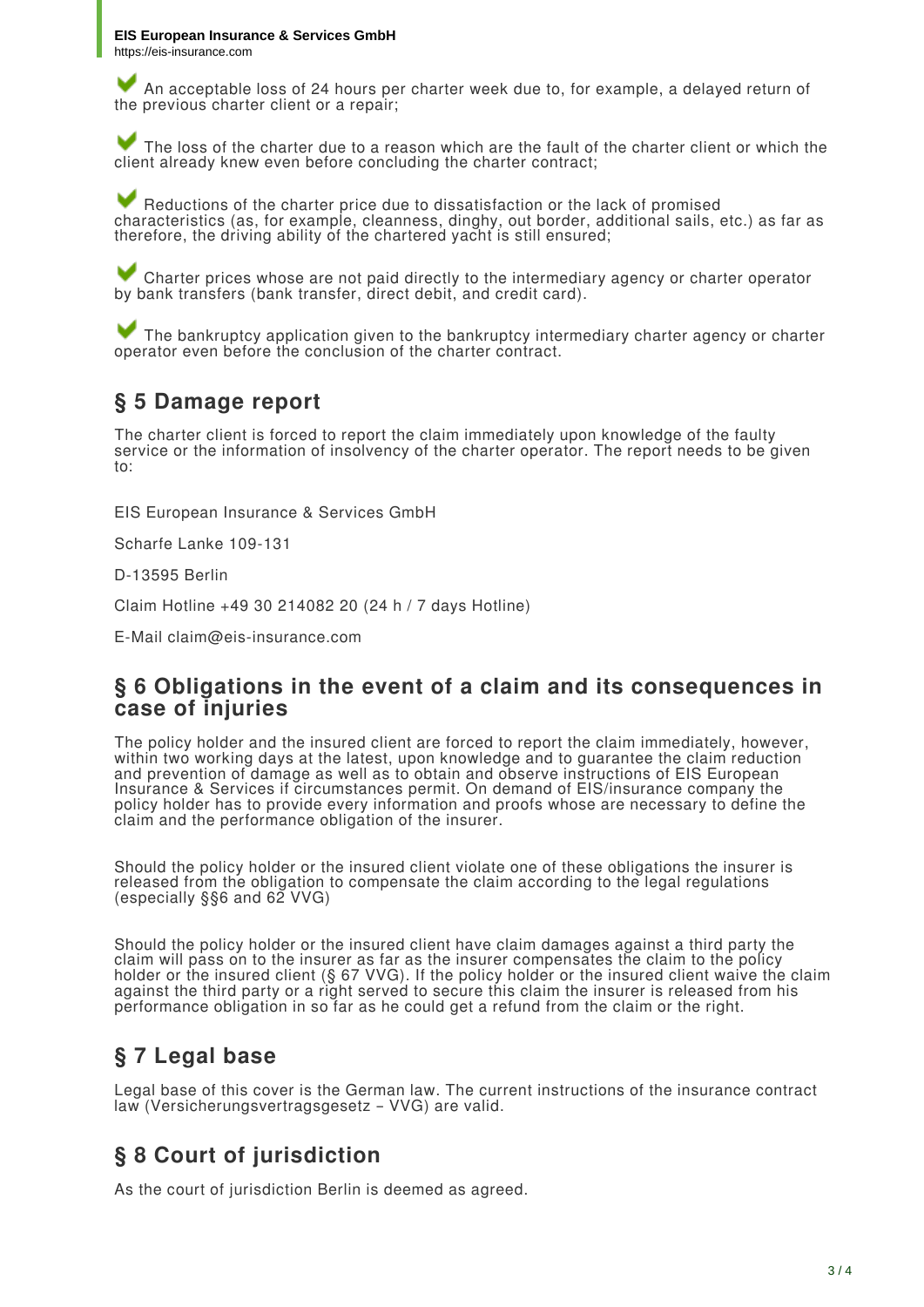- An acceptable loss of 24 hours per charter week due to, for example, a delayed return of the previous charter client or a repair;
- The loss of the charter due to a reason which are the fault of the charter client or which the client already knew even before concluding the charter contract;
- Reductions of the charter price due to dissatisfaction or the lack of promised characteristics (as, for example, cleanness, dinghy, out border, additional sails, etc.) as far as therefore, the driving ability of the chartered yacht is still ensured;
- Charter prices whose are not paid directly to the intermediary agency or charter operator by bank transfers (bank transfer, direct debit, and credit card).
- The bankruptcy application given to the bankruptcy intermediary charter agency or charter operator even before the conclusion of the charter contract.

## § 5 Damage report

The charter client is forced to report the claim immediately upon knowledge of the faulty service or the information of insolvency of the charter operator. The report needs to be given to:

EIS European Insurance & Services GmbH

Scharfe Lanke 109-131

D-13595 Berlin

Claim Hotline +49 30 214082 20 (24 h / 7 days Hotline)

E-Mail claim@eis-insurance.com

## § 6 Obligations in the event of a claim and its consequences in case of injuries

The policy holder and the insured client are forced to report the claim immediately, however, within two working days at the latest, upon knowledge and to guarantee the claim reduction and prevention of damage as well as to obtain and observe instructions of EIS European Insurance & Services if circumstances permit. On demand of EIS/insurance company the policy holder has to provide every information and proofs whose are necessary to define the claim and the performance obligation of the insurer.

Should the policy holder or the insured client violate one of these obligations the insurer is released from the obligation to compensate the claim according to the legal regulations (especially §§6 and 62 VVG)

Should the policy holder or the insured client have claim damages against a third party the claim will pass on to the insurer as far as the insurer compensates the claim to the policy holder or the insured client (§ 67 VVG). If the policy holder or the insured client waive the claim against the third party or a right served to secure this claim the insurer is released from his performance obligation in so far as he could get a refund from the claim or the right.

## § 7 Legal base

Legal base of this cover is the German law. The current instructions of the insurance contract law (Versicherungsvertragsgesetz – VVG) are valid.

## § 8 Court of jurisdiction

As the court of jurisdiction Berlin is deemed as agreed.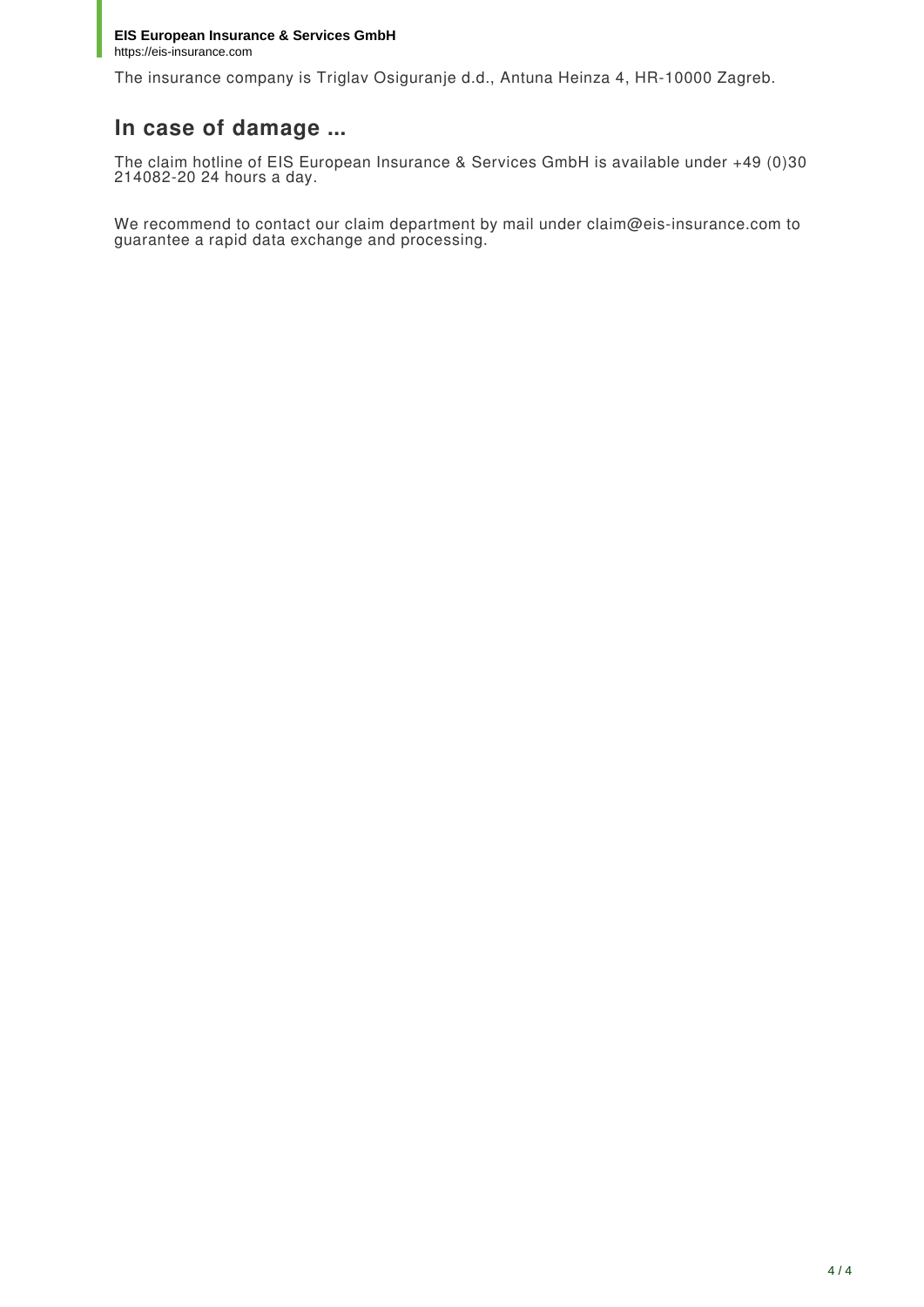The insurance company is Triglav Osiguranje d.d., Antuna Heinza 4, HR-10000 Zagreb.

## In case of damage ...

The claim hotline of EIS European Insurance & Services GmbH is available under +49 (0)30 214082-20 24 hours a day.

We recommend to contact our claim department by mail under claim@eis-insurance.com to guarantee a rapid data exchange and processing.